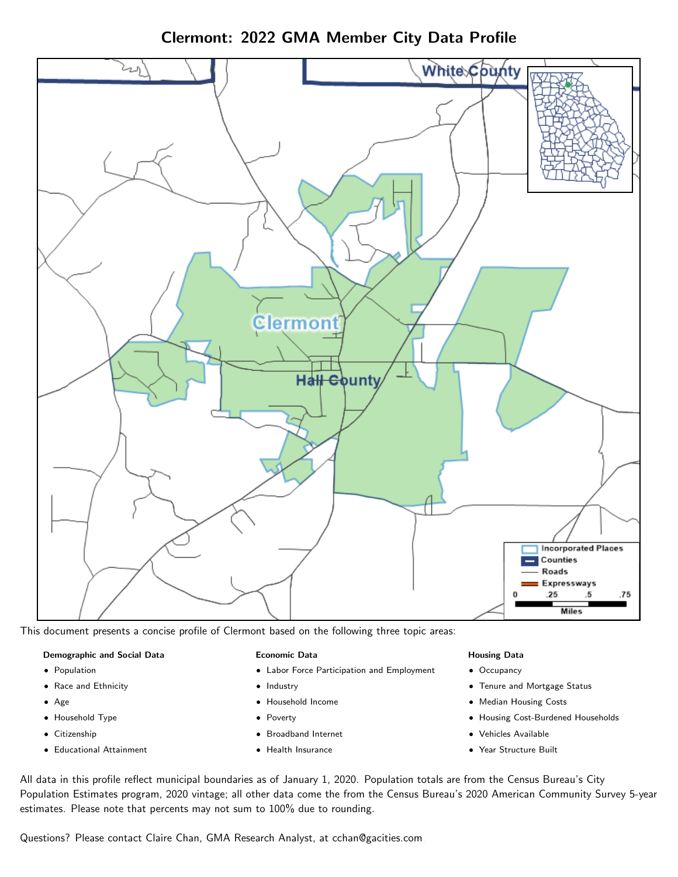# Clermont: 2022 GMA Member City Data Profile

White County

Clermont

Hall County

Incorporated Places
Counties
Roads
Expressways
0 .25 .5 .75
Miles

This document presents a concise profile of Clermont based on the following three topic areas:

**Demographic and Social Data**

- Population
- Race and Ethnicity
- Age
- Household Type
- Citizenship
- Educational Attainment

**Economic Data**

- Labor Force Participation and Employment
- Industry
- Household Income
- Poverty
- Broadband Internet
- Health Insurance

**Housing Data**

- Occupancy
- Tenure and Mortgage Status
- Median Housing Costs
- Housing Cost-Burdened Households
- Vehicles Available
- Year Structure Built

All data in this profile reflect municipal boundaries as of January 1, 2020. Population totals are from the Census Bureau's City Population Estimates program, 2020 vintage; all other data come the from the Census Bureau's 2020 American Community Survey 5-year estimates. Please note that percents may not sum to 100% due to rounding.

Questions? Please contact Claire Chan, GMA Research Analyst, at cchan@gacities.com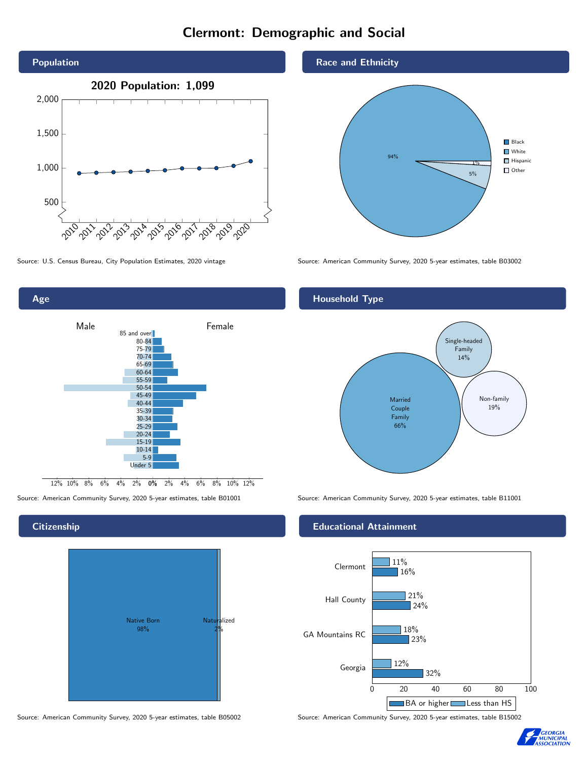# Clermont: Demographic and Social

## Population

2020 Population: 1,099

2,000
1,500
1,000
500

2010 2011 2012 2013 2014 2015 2016 2017 2018 2019 2020

Source: U.S. Census Bureau, City Population Estimates, 2020 vintage

## Race and Ethnicity

94%
5%
1%

Black
White
Hispanic
Other

Source: American Community Survey, 2020 5-year estimates, table B03002

## Age

Male

Female

85 and over
80-84
75-79
70-74
65-69
60-64
55-59
50-54
45-49
40-44
35-39
30-34
25-29
20-24
15-19
10-14
5-9
Under 5

12% 10% 8% 6% 4% 2% 0% 2% 4% 6% 8% 10% 12%

Source: American Community Survey, 2020 5-year estimates, table B01001

## Household Type

Single-headed Family 14%

Married Couple Family 66%

Non-family 19%

Source: American Community Survey, 2020 5-year estimates, table B11001

## Citizenship

Native Born 98%

Naturalized 2%

Source: American Community Survey, 2020 5-year estimates, table B05002

## Educational Attainment

Clermont
11%
16%

Hall County
21%
24%

GA Mountains RC
18%
23%

Georgia
12%
32%

0 20 40 60 80 100

BA or higher
Less than HS

Source: American Community Survey, 2020 5-year estimates, table B15002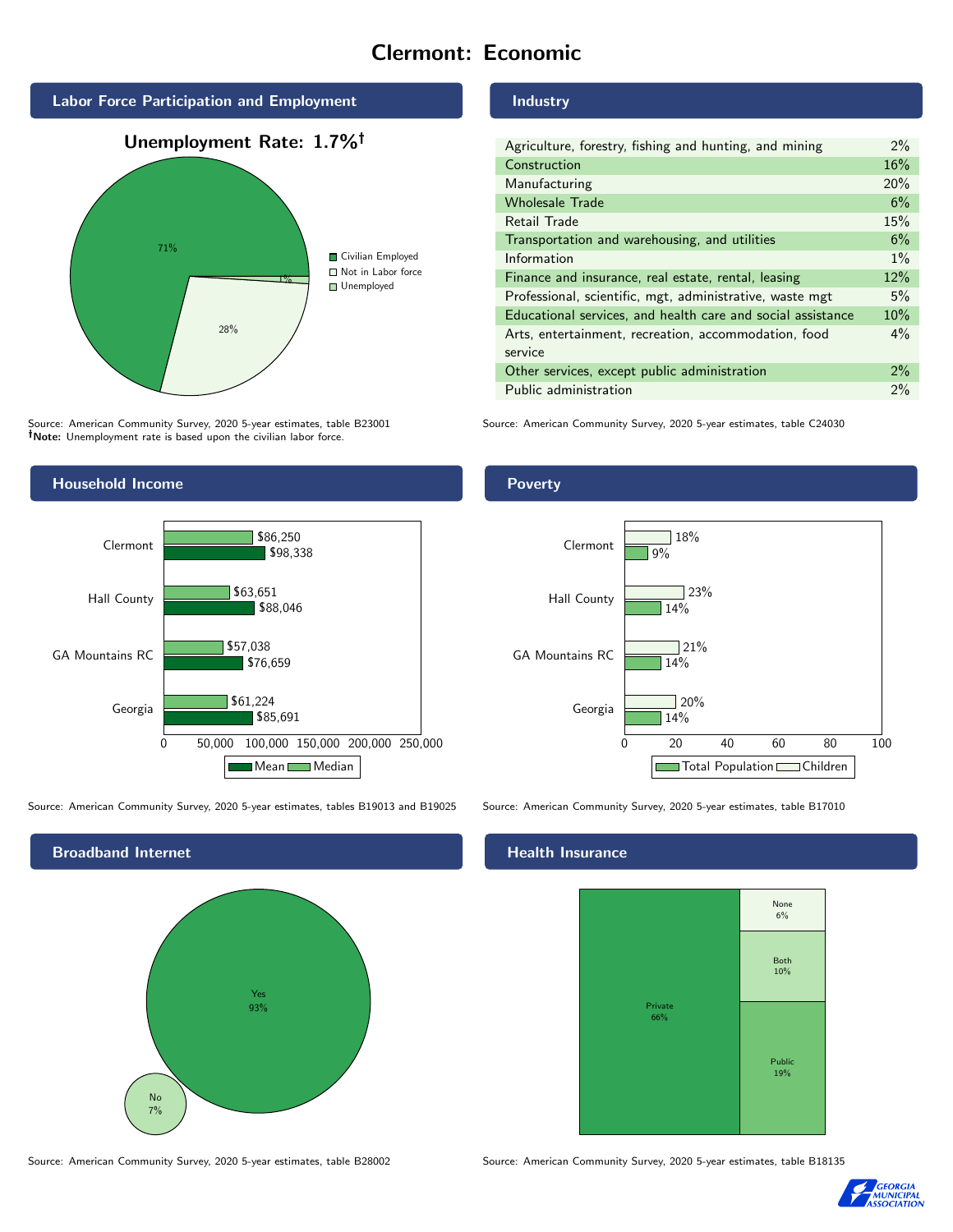# Clermont: Economic

## Labor Force Participation and Employment

Unemployment Rate: 1.7%†

71%
28%
1%

Civilian Employed
Not in Labor force
Unemployed

Source: American Community Survey, 2020 5-year estimates, table B23001
**†Note:** Unemployment rate is based upon the civilian labor force.

## Industry

| | |
|---|---|
| Agriculture, forestry, fishing and hunting, and mining | 2% |
| Construction | 16% |
| Manufacturing | 20% |
| Wholesale Trade | 6% |
| Retail Trade | 15% |
| Transportation and warehousing, and utilities | 6% |
| Information | 1% |
| Finance and insurance, real estate, rental, leasing | 12% |
| Professional, scientific, mgt, administrative, waste mgt | 5% |
| Educational services, and health care and social assistance | 10% |
| Arts, entertainment, recreation, accommodation, food service | 4% |
| Other services, except public administration | 2% |
| Public administration | 2% |

Source: American Community Survey, 2020 5-year estimates, table C24030

## Household Income

Clermont
$86,250
$98,338

Hall County
$63,651
$88,046

GA Mountains RC
$57,038
$76,659

Georgia
$61,224
$85,691

0 50,000 100,000 150,000 200,000 250,000

Mean Median

Source: American Community Survey, 2020 5-year estimates, tables B19013 and B19025

## Poverty

Clermont
18%
9%

Hall County
23%
14%

GA Mountains RC
21%
14%

Georgia
20%
14%

0 20 40 60 80 100

Total Population Children

Source: American Community Survey, 2020 5-year estimates, table B17010

## Broadband Internet

Yes
93%

No
7%

Source: American Community Survey, 2020 5-year estimates, table B28002

## Health Insurance

Private
66%

None
6%

Both
10%

Public
19%

Source: American Community Survey, 2020 5-year estimates, table B18135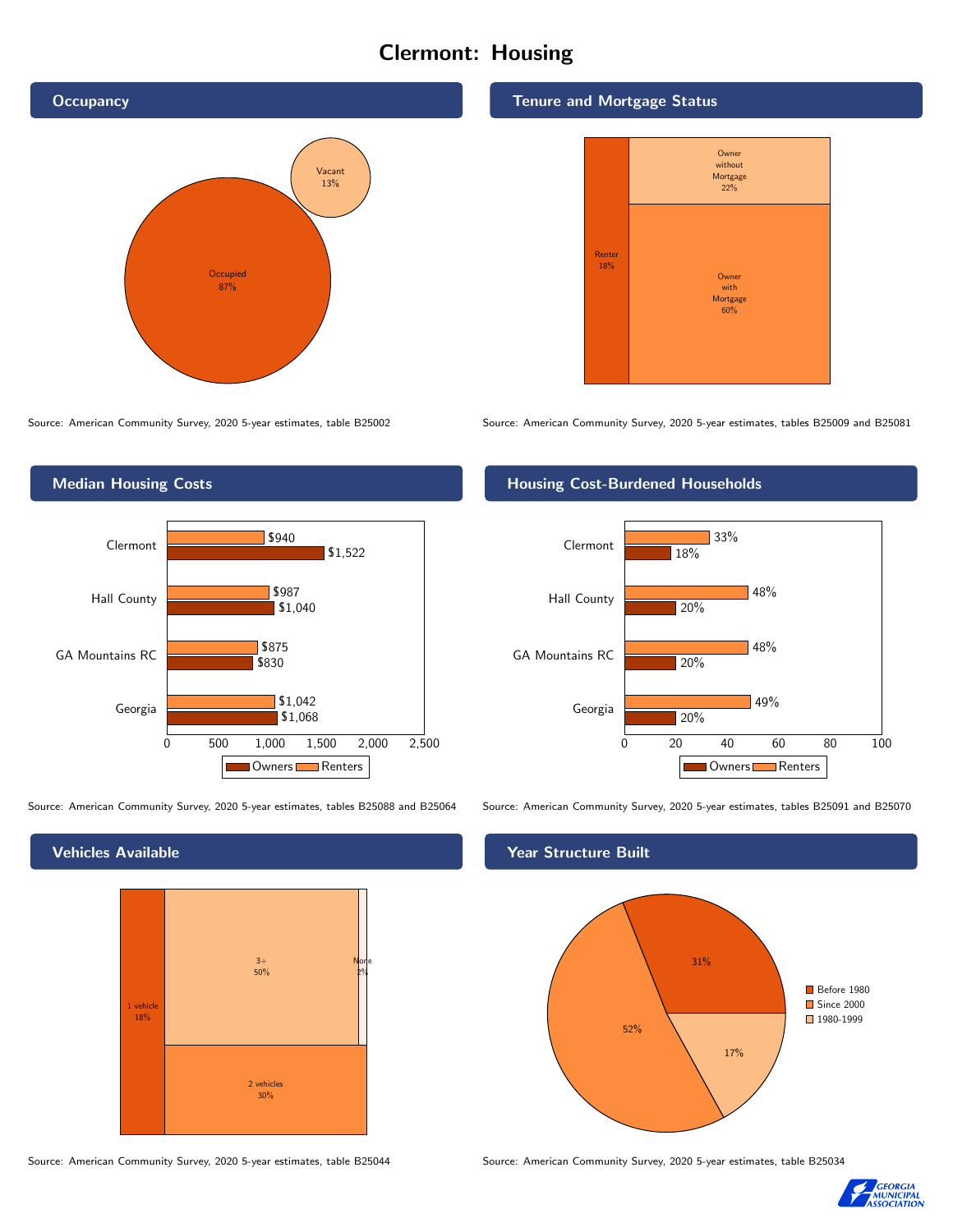# Clermont: Housing

## Occupancy

Vacant
13%

Occupied
87%

Source: American Community Survey, 2020 5-year estimates, table B25002

## Tenure and Mortgage Status

Renter
18%

Owner
without
Mortgage
22%

Owner
with
Mortgage
60%

Source: American Community Survey, 2020 5-year estimates, tables B25009 and B25081

## Median Housing Costs

Clermont
$940
$1,522

Hall County
$987
$1,040

GA Mountains RC
$875
$830

Georgia
$1,042
$1,068

0 500 1,000 1,500 2,000 2,500

Owners Renters

Source: American Community Survey, 2020 5-year estimates, tables B25088 and B25064

## Housing Cost-Burdened Households

Clermont
33%
18%

Hall County
48%
20%

GA Mountains RC
48%
20%

Georgia
49%
20%

0 20 40 60 80 100

Owners Renters

Source: American Community Survey, 2020 5-year estimates, tables B25091 and B25070

## Vehicles Available

1 vehicle
18%

3+
50%

None
2%

2 vehicles
30%

Source: American Community Survey, 2020 5-year estimates, table B25044

## Year Structure Built

31%

52%

17%

Before 1980
Since 2000
1980-1999

Source: American Community Survey, 2020 5-year estimates, table B25034

GEORGIA MUNICIPAL ASSOCIATION